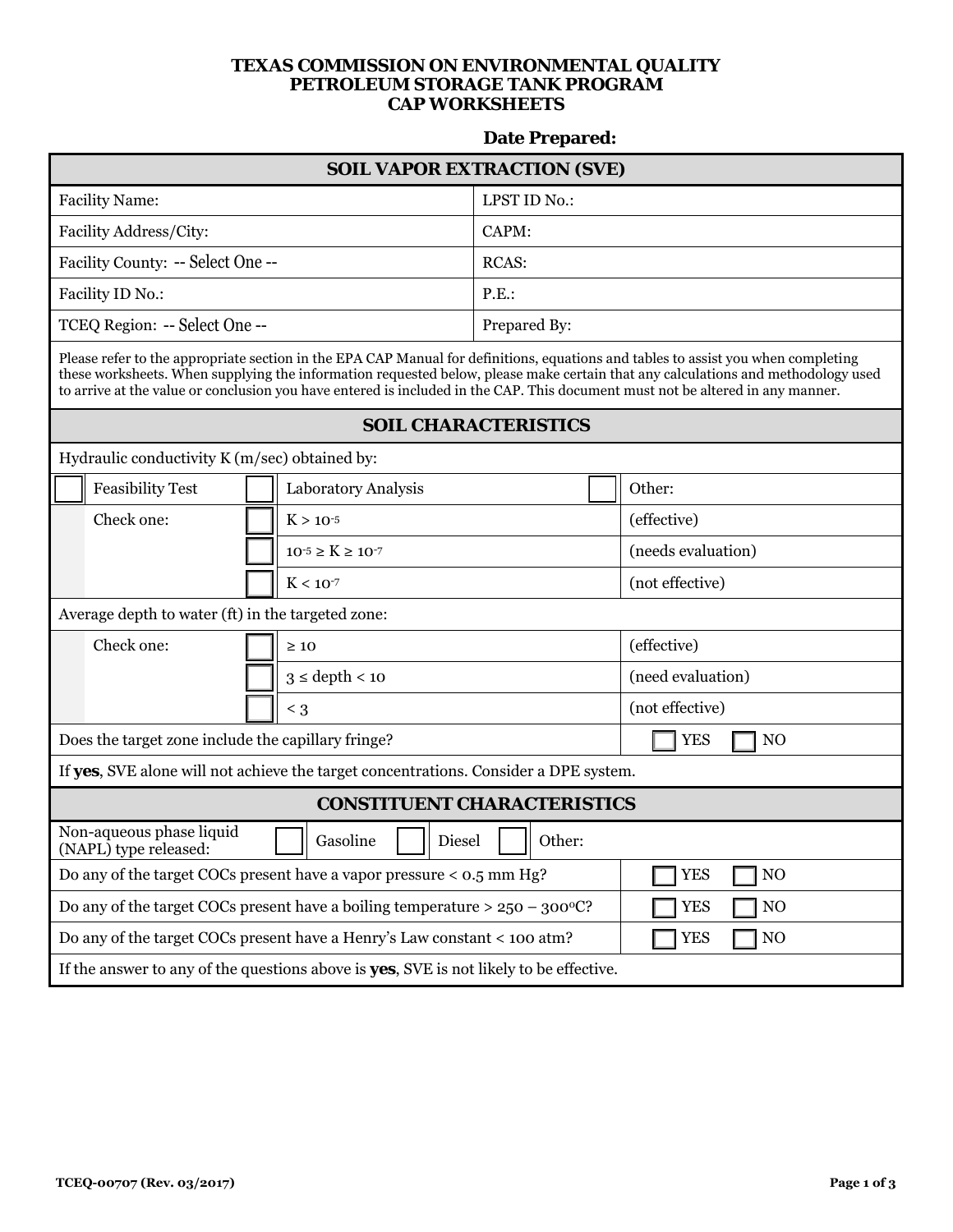# TEXAS COMMISSION ON ENVIRONMENTAL QUALITY
# PETROLEUM STORAGE TANK PROGRAM
# CAP WORKSHEETS

**Date Prepared:**

## SOIL VAPOR EXTRACTION (SVE)

| | |
|---|---|
| Facility Name: | LPST ID No.: |
| Facility Address/City: | CAPM: |
| Facility County: -- Select One -- | RCAS: |
| Facility ID No.: | P.E.: |
| TCEQ Region: -- Select One -- | Prepared By: |

Please refer to the appropriate section in the EPA CAP Manual for definitions, equations and tables to assist you when completing these worksheets. When supplying the information requested below, please make certain that any calculations and methodology used to arrive at the value or conclusion you have entered is included in the CAP. This document must not be altered in any manner.

## SOIL CHARACTERISTICS

Hydraulic conductivity K (m/sec) obtained by:

| | | | |
|---|---|---|---|
| ☐ Feasibility Test | ☐ Laboratory Analysis | | ☐ Other: |
| Check one: | ☐ | $K > 10^{-5}$ | (effective) |
| | ☐ | $10^{-5} \geq K \geq 10^{-7}$ | (needs evaluation) |
| | ☐ | $K < 10^{-7}$ | (not effective) |

Average depth to water (ft) in the targeted zone:

| | | | |
|---|---|---|---|
| Check one: | ☐ | $\geq 10$ | (effective) |
| | ☐ | $3 \leq$ depth $< 10$ | (need evaluation) |
| | ☐ | $< 3$ | (not effective) |

| | |
|---|---|
| Does the target zone include the capillary fringe? | ☐ YES ☐ NO |

If **yes**, SVE alone will not achieve the target concentrations. Consider a DPE system.

## CONSTITUENT CHARACTERISTICS

| | |
|---|---|
| Non-aqueous phase liquid (NAPL) type released: | ☐ Gasoline ☐ Diesel ☐ Other: |
| Do any of the target COCs present have a vapor pressure < 0.5 mm Hg? | ☐ YES ☐ NO |
| Do any of the target COCs present have a boiling temperature > 250 – 300°C? | ☐ YES ☐ NO |
| Do any of the target COCs present have a Henry's Law constant < 100 atm? | ☐ YES ☐ NO |

If the answer to any of the questions above is **yes**, SVE is not likely to be effective.

TCEQ-00707 (Rev. 03/2017)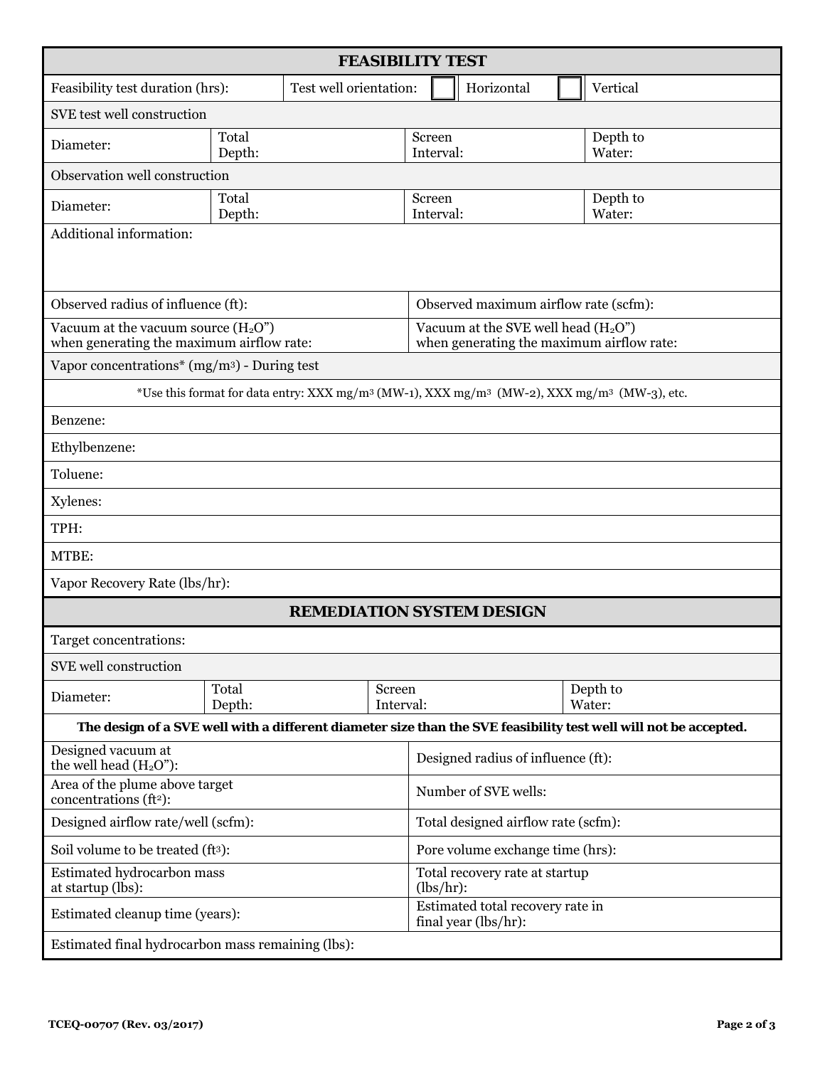## FEASIBILITY TEST

| | | | |
|---|---|---|---|
| Feasibility test duration (hrs): | Test well orientation: ☐ Horizontal ☐ Vertical | | |
| **SVE test well construction** | | | |
| Diameter: | Total Depth: | Screen Interval: | Depth to Water: |
| **Observation well construction** | | | |
| Diameter: | Total Depth: | Screen Interval: | Depth to Water: |
| Additional information: | | | |

| | |
|---|---|
| Observed radius of influence (ft): | Observed maximum airflow rate (scfm): |
| Vacuum at the vacuum source ($H_2O$") when generating the maximum airflow rate: | Vacuum at the SVE well head ($H_2O$") when generating the maximum airflow rate: |

Vapor concentrations* (mg/m³) - During test

*Use this format for data entry: XXX mg/m³ (MW-1), XXX mg/m³ (MW-2), XXX mg/m³ (MW-3), etc.

Benzene:

Ethylbenzene:

Toluene:

Xylenes:

TPH:

MTBE:

Vapor Recovery Rate (lbs/hr):

## REMEDIATION SYSTEM DESIGN

Target concentrations:

| | | | |
|---|---|---|---|
| **SVE well construction** | | | |
| Diameter: | Total Depth: | Screen Interval: | Depth to Water: |

**The design of a SVE well with a different diameter size than the SVE feasibility test well will not be accepted.**

| | |
|---|---|
| Designed vacuum at the well head ($H_2O$"): | Designed radius of influence (ft): |
| Area of the plume above target concentrations (ft²): | Number of SVE wells: |
| Designed airflow rate/well (scfm): | Total designed airflow rate (scfm): |
| Soil volume to be treated (ft³): | Pore volume exchange time (hrs): |
| Estimated hydrocarbon mass at startup (lbs): | Total recovery rate at startup (lbs/hr): |
| Estimated cleanup time (years): | Estimated total recovery rate in final year (lbs/hr): |
| Estimated final hydrocarbon mass remaining (lbs): | |

TCEQ-00707 (Rev. 03/2017)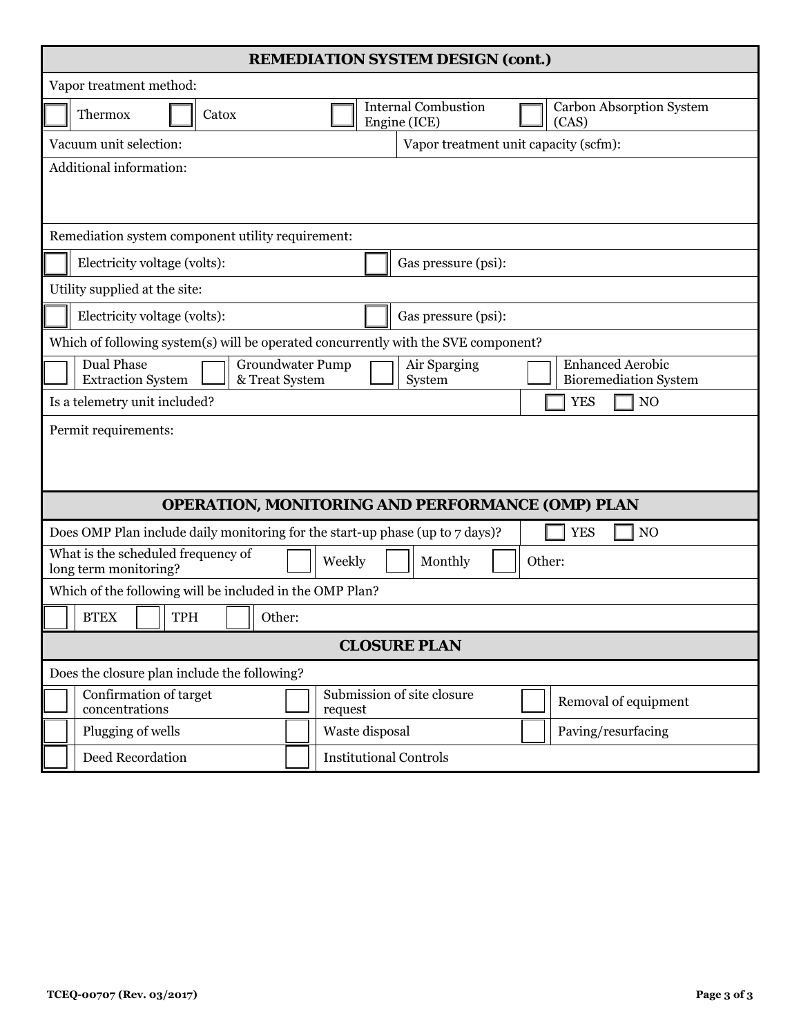## REMEDIATION SYSTEM DESIGN (cont.)

Vapor treatment method:

- [ ] Thermox
- [ ] Catox
- [ ] Internal Combustion Engine (ICE)
- [ ] Carbon Absorption System (CAS)

Vacuum unit selection:

Vapor treatment unit capacity (scfm):

Additional information:

Remediation system component utility requirement:

- [ ] Electricity voltage (volts):
- [ ] Gas pressure (psi):

Utility supplied at the site:

- [ ] Electricity voltage (volts):
- [ ] Gas pressure (psi):

Which of following system(s) will be operated concurrently with the SVE component?

- [ ] Dual Phase Extraction System
- [ ] Groundwater Pump & Treat System
- [ ] Air Sparging System
- [ ] Enhanced Aerobic Bioremediation System

Is a telemetry unit included? [ ] YES [ ] NO

Permit requirements:

## OPERATION, MONITORING AND PERFORMANCE (OMP) PLAN

Does OMP Plan include daily monitoring for the start-up phase (up to 7 days)? [ ] YES [ ] NO

What is the scheduled frequency of long term monitoring?

- [ ] Weekly
- [ ] Monthly
- [ ] Other:

Which of the following will be included in the OMP Plan?

- [ ] BTEX
- [ ] TPH
- [ ] Other:

## CLOSURE PLAN

Does the closure plan include the following?

- [ ] Confirmation of target concentrations
- [ ] Submission of site closure request
- [ ] Removal of equipment
- [ ] Plugging of wells
- [ ] Waste disposal
- [ ] Paving/resurfacing
- [ ] Deed Recordation
- [ ] Institutional Controls

TCEQ-00707 (Rev. 03/2017)